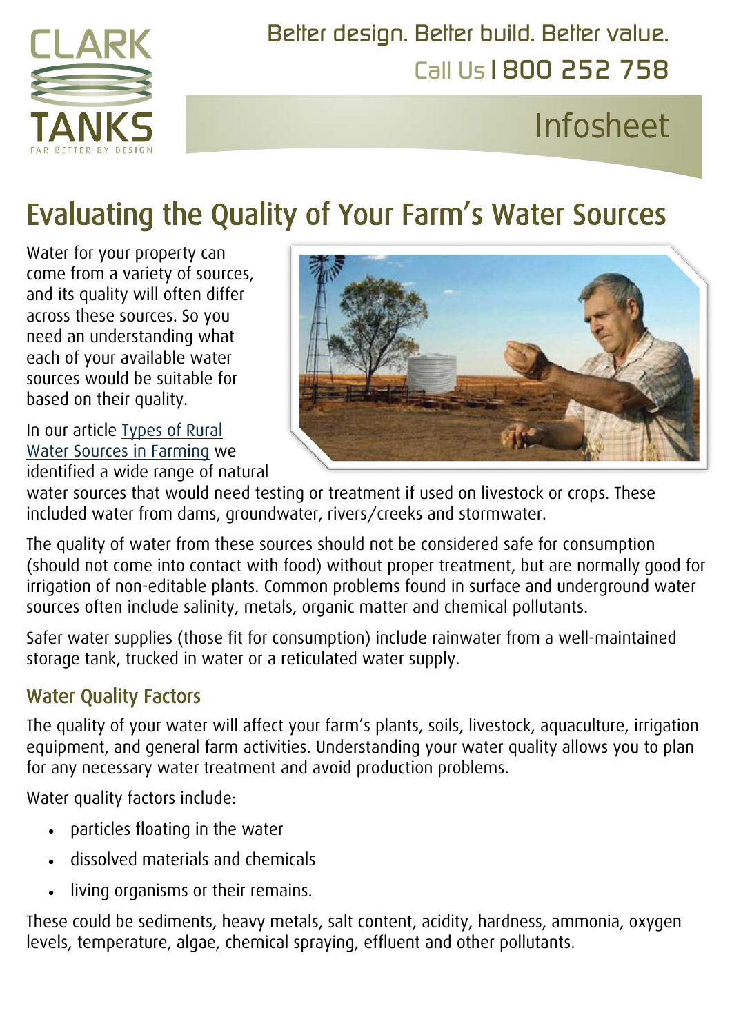Better design. Better build. Better value.

Call Us 1800 252 758

Infosheet

# Evaluating the Quality of Your Farm's Water Sources

Water for your property can come from a variety of sources, and its quality will often differ across these sources. So you need an understanding what each of your available water sources would be suitable for based on their quality.

In our article Types of Rural Water Sources in Farming we identified a wide range of natural water sources that would need testing or treatment if used on livestock or crops. These included water from dams, groundwater, rivers/creeks and stormwater.

The quality of water from these sources should not be considered safe for consumption (should not come into contact with food) without proper treatment, but are normally good for irrigation of non-editable plants. Common problems found in surface and underground water sources often include salinity, metals, organic matter and chemical pollutants.

Safer water supplies (those fit for consumption) include rainwater from a well-maintained storage tank, trucked in water or a reticulated water supply.

## Water Quality Factors

The quality of your water will affect your farm's plants, soils, livestock, aquaculture, irrigation equipment, and general farm activities. Understanding your water quality allows you to plan for any necessary water treatment and avoid production problems.

Water quality factors include:

- particles floating in the water
- dissolved materials and chemicals
- living organisms or their remains.

These could be sediments, heavy metals, salt content, acidity, hardness, ammonia, oxygen levels, temperature, algae, chemical spraying, effluent and other pollutants.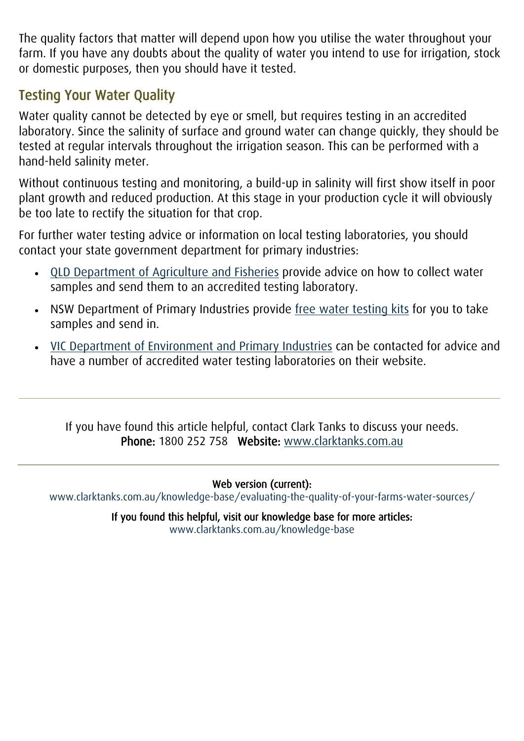The quality factors that matter will depend upon how you utilise the water throughout your farm. If you have any doubts about the quality of water you intend to use for irrigation, stock or domestic purposes, then you should have it tested.

## Testing Your Water Quality

Water quality cannot be detected by eye or smell, but requires testing in an accredited laboratory. Since the salinity of surface and ground water can change quickly, they should be tested at regular intervals throughout the irrigation season. This can be performed with a hand-held salinity meter.

Without continuous testing and monitoring, a build-up in salinity will first show itself in poor plant growth and reduced production. At this stage in your production cycle it will obviously be too late to rectify the situation for that crop.

For further water testing advice or information on local testing laboratories, you should contact your state government department for primary industries:

- QLD Department of Agriculture and Fisheries provide advice on how to collect water samples and send them to an accredited testing laboratory.
- NSW Department of Primary Industries provide free water testing kits for you to take samples and send in.
- VIC Department of Environment and Primary Industries can be contacted for advice and have a number of accredited water testing laboratories on their website.

---

If you have found this article helpful, contact Clark Tanks to discuss your needs.
**Phone:** 1800 252 758 **Website:** www.clarktanks.com.au

---

**Web version (current):**
www.clarktanks.com.au/knowledge-base/evaluating-the-quality-of-your-farms-water-sources/

**If you found this helpful, visit our knowledge base for more articles:**
www.clarktanks.com.au/knowledge-base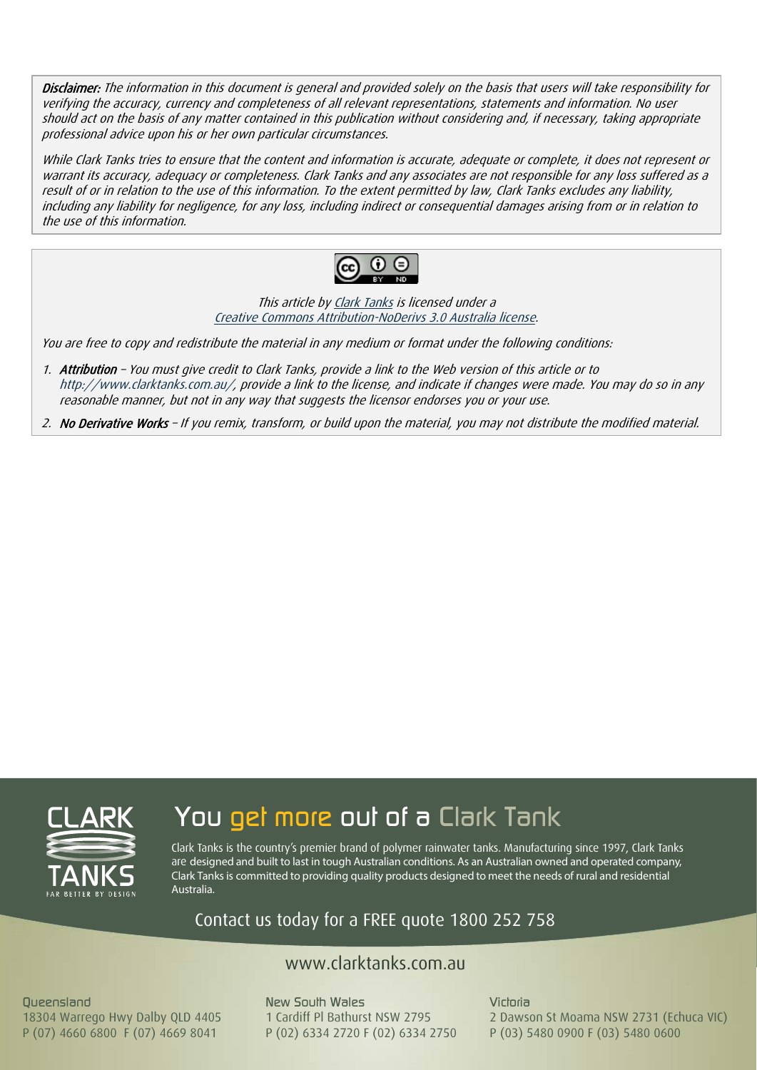***Disclaimer:*** *The information in this document is general and provided solely on the basis that users will take responsibility for verifying the accuracy, currency and completeness of all relevant representations, statements and information. No user should act on the basis of any matter contained in this publication without considering and, if necessary, taking appropriate professional advice upon his or her own particular circumstances.*

*While Clark Tanks tries to ensure that the content and information is accurate, adequate or complete, it does not represent or warrant its accuracy, adequacy or completeness. Clark Tanks and any associates are not responsible for any loss suffered as a result of or in relation to the use of this information. To the extent permitted by law, Clark Tanks excludes any liability, including any liability for negligence, for any loss, including indirect or consequential damages arising from or in relation to the use of this information.*

*This article by Clark Tanks is licensed under a Creative Commons Attribution-NoDerivs 3.0 Australia license.*

*You are free to copy and redistribute the material in any medium or format under the following conditions:*

1. ***Attribution*** *– You must give credit to Clark Tanks, provide a link to the Web version of this article or to http://www.clarktanks.com.au/, provide a link to the license, and indicate if changes were made. You may do so in any reasonable manner, but not in any way that suggests the licensor endorses you or your use.*
2. ***No Derivative Works*** *– If you remix, transform, or build upon the material, you may not distribute the modified material.*

CLARK TANKS
FAR BETTER BY DESIGN

## You get more out of a Clark Tank

Clark Tanks is the country's premier brand of polymer rainwater tanks. Manufacturing since 1997, Clark Tanks are designed and built to last in tough Australian conditions. As an Australian owned and operated company, Clark Tanks is committed to providing quality products designed to meet the needs of rural and residential Australia.

Contact us today for a FREE quote 1800 252 758

www.clarktanks.com.au

**Queensland**
18304 Warrego Hwy Dalby QLD 4405
P (07) 4660 6800 F (07) 4669 8041

**New South Wales**
1 Cardiff Pl Bathurst NSW 2795
P (02) 6334 2720 F (02) 6334 2750

**Victoria**
2 Dawson St Moama NSW 2731 (Echuca VIC)
P (03) 5480 0900 F (03) 5480 0600